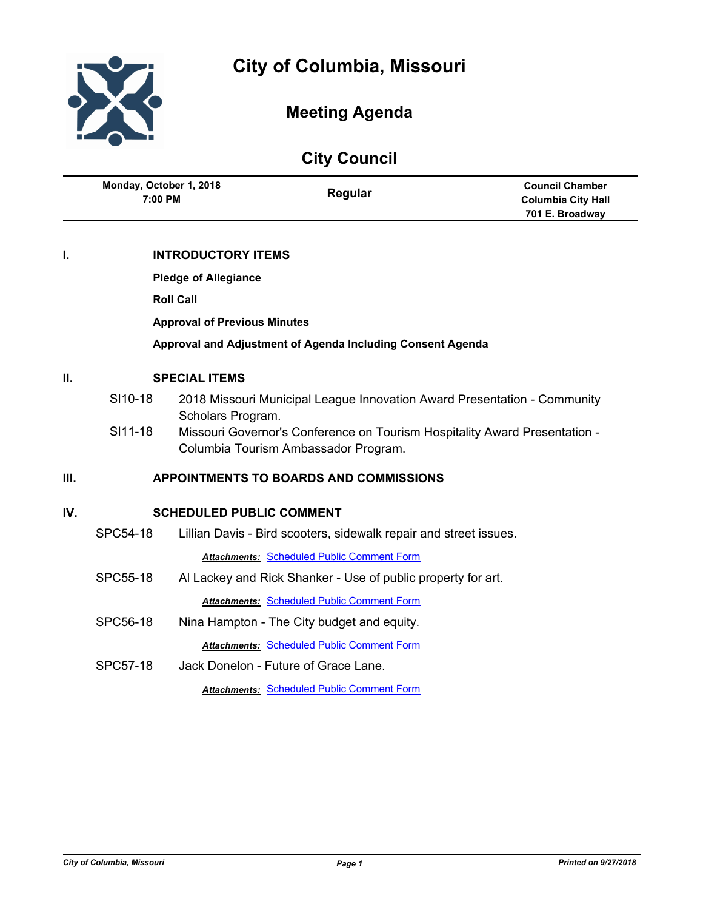# City of Columbia, Missouri

## Meeting Agenda

## City Council

| Monday, October 1, 2018<br>7:00 PM | Regular | Council Chamber<br>Columbia City Hall<br>701 E. Broadway |
|---|---|---|

### I. INTRODUCTORY ITEMS

**Pledge of Allegiance**

**Roll Call**

**Approval of Previous Minutes**

**Approval and Adjustment of Agenda Including Consent Agenda**

### II. SPECIAL ITEMS

SI10-18 2018 Missouri Municipal League Innovation Award Presentation - Community Scholars Program.

SI11-18 Missouri Governor's Conference on Tourism Hospitality Award Presentation - Columbia Tourism Ambassador Program.

### III. APPOINTMENTS TO BOARDS AND COMMISSIONS

### IV. SCHEDULED PUBLIC COMMENT

SPC54-18 Lillian Davis - Bird scooters, sidewalk repair and street issues.

***Attachments:*** Scheduled Public Comment Form

SPC55-18 Al Lackey and Rick Shanker - Use of public property for art.

***Attachments:*** Scheduled Public Comment Form

SPC56-18 Nina Hampton - The City budget and equity.

***Attachments:*** Scheduled Public Comment Form

SPC57-18 Jack Donelon - Future of Grace Lane.

***Attachments:*** Scheduled Public Comment Form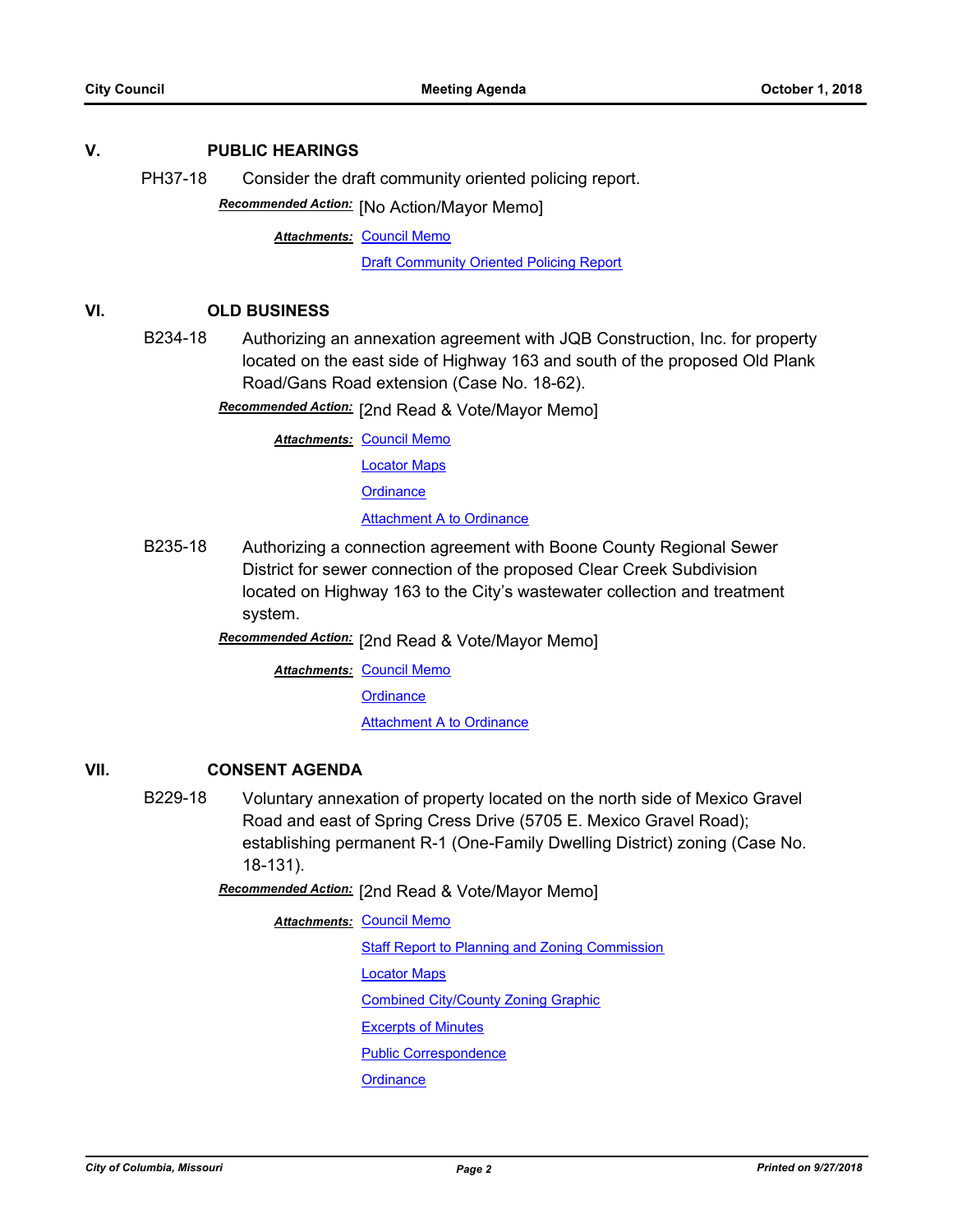## V. PUBLIC HEARINGS

PH37-18 Consider the draft community oriented policing report.

***Recommended Action:*** [No Action/Mayor Memo]

***Attachments:*** Council Memo
Draft Community Oriented Policing Report

## VI. OLD BUSINESS

B234-18 Authorizing an annexation agreement with JQB Construction, Inc. for property located on the east side of Highway 163 and south of the proposed Old Plank Road/Gans Road extension (Case No. 18-62).

***Recommended Action:*** [2nd Read & Vote/Mayor Memo]

***Attachments:*** Council Memo
Locator Maps
Ordinance
Attachment A to Ordinance

B235-18 Authorizing a connection agreement with Boone County Regional Sewer District for sewer connection of the proposed Clear Creek Subdivision located on Highway 163 to the City's wastewater collection and treatment system.

***Recommended Action:*** [2nd Read & Vote/Mayor Memo]

***Attachments:*** Council Memo
Ordinance
Attachment A to Ordinance

## VII. CONSENT AGENDA

B229-18 Voluntary annexation of property located on the north side of Mexico Gravel Road and east of Spring Cress Drive (5705 E. Mexico Gravel Road); establishing permanent R-1 (One-Family Dwelling District) zoning (Case No. 18-131).

***Recommended Action:*** [2nd Read & Vote/Mayor Memo]

***Attachments:*** Council Memo
Staff Report to Planning and Zoning Commission
Locator Maps
Combined City/County Zoning Graphic
Excerpts of Minutes
Public Correspondence
Ordinance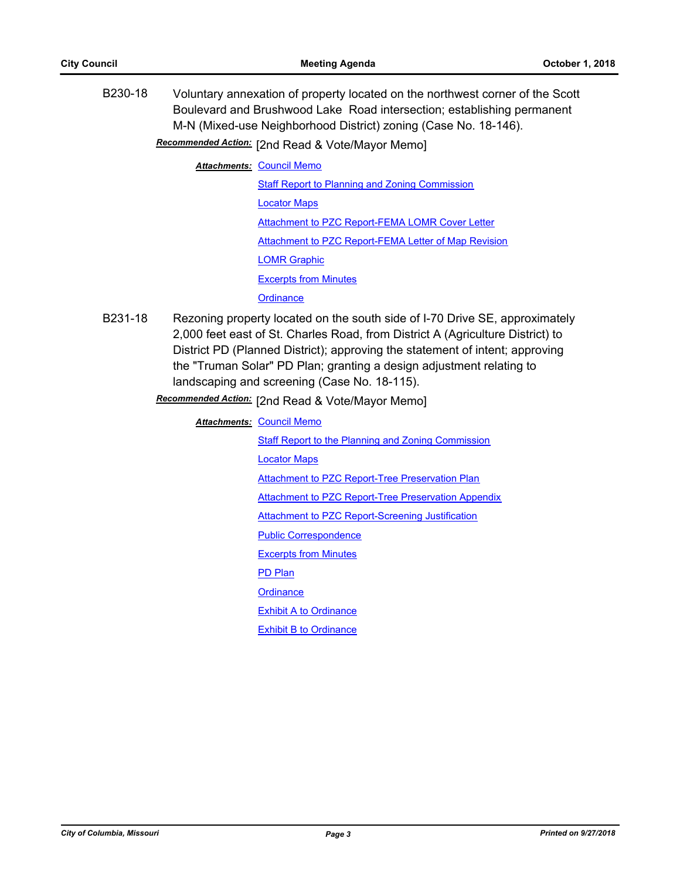**B230-18** Voluntary annexation of property located on the northwest corner of the Scott Boulevard and Brushwood Lake Road intersection; establishing permanent M-N (Mixed-use Neighborhood District) zoning (Case No. 18-146).

***Recommended Action:*** [2nd Read & Vote/Mayor Memo]

***Attachments:***
- Council Memo
- Staff Report to Planning and Zoning Commission
- Locator Maps
- Attachment to PZC Report-FEMA LOMR Cover Letter
- Attachment to PZC Report-FEMA Letter of Map Revision
- LOMR Graphic
- Excerpts from Minutes
- Ordinance

**B231-18** Rezoning property located on the south side of I-70 Drive SE, approximately 2,000 feet east of St. Charles Road, from District A (Agriculture District) to District PD (Planned District); approving the statement of intent; approving the "Truman Solar" PD Plan; granting a design adjustment relating to landscaping and screening (Case No. 18-115).

***Recommended Action:*** [2nd Read & Vote/Mayor Memo]

***Attachments:***
- Council Memo
- Staff Report to the Planning and Zoning Commission
- Locator Maps
- Attachment to PZC Report-Tree Preservation Plan
- Attachment to PZC Report-Tree Preservation Appendix
- Attachment to PZC Report-Screening Justification
- Public Correspondence
- Excerpts from Minutes
- PD Plan
- Ordinance
- Exhibit A to Ordinance
- Exhibit B to Ordinance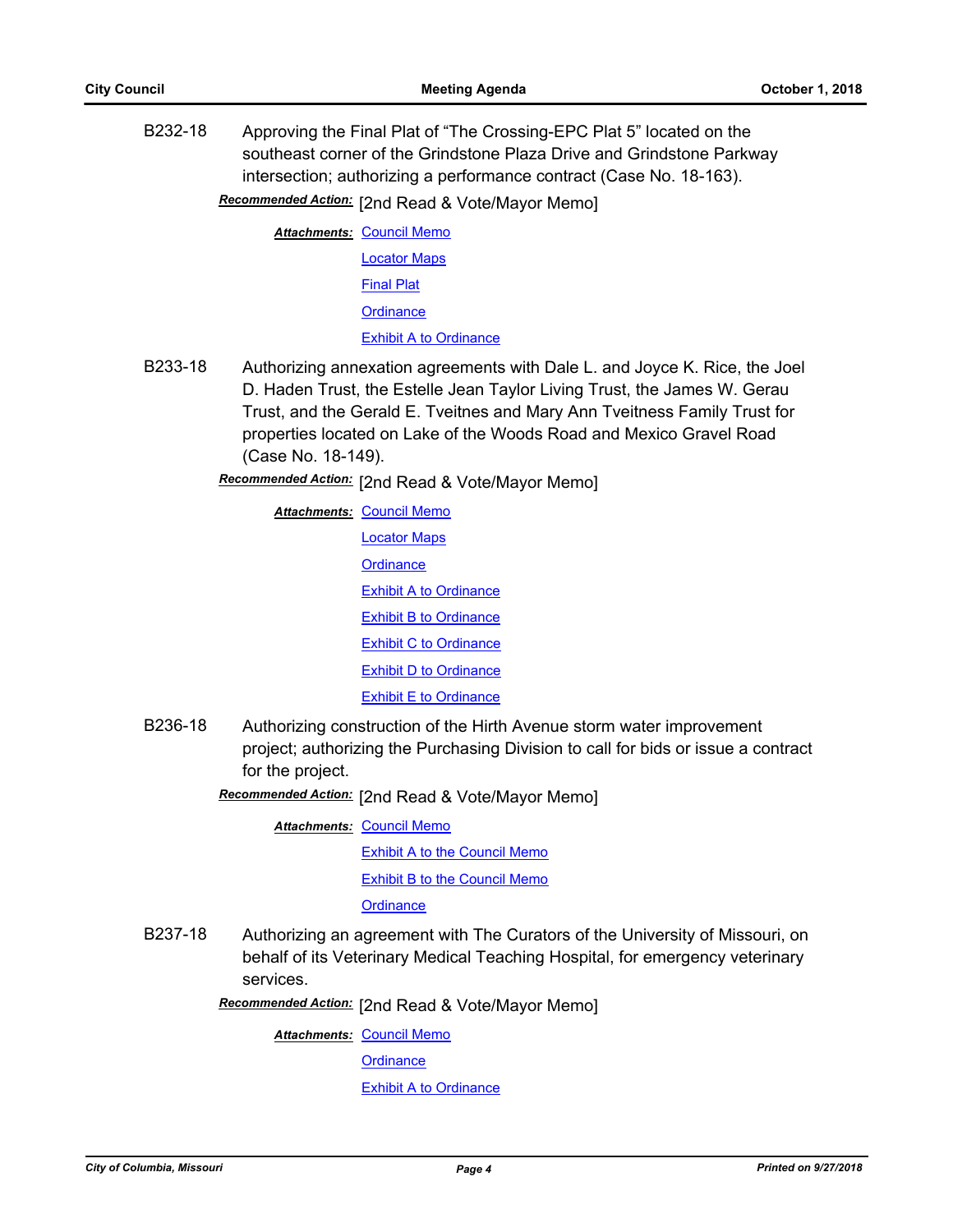B232-18 Approving the Final Plat of "The Crossing-EPC Plat 5" located on the southeast corner of the Grindstone Plaza Drive and Grindstone Parkway intersection; authorizing a performance contract (Case No. 18-163).

***Recommended Action:*** [2nd Read & Vote/Mayor Memo]

***Attachments:*** Council Memo
Locator Maps
Final Plat
Ordinance
Exhibit A to Ordinance

B233-18 Authorizing annexation agreements with Dale L. and Joyce K. Rice, the Joel D. Haden Trust, the Estelle Jean Taylor Living Trust, the James W. Gerau Trust, and the Gerald E. Tveitnes and Mary Ann Tveitness Family Trust for properties located on Lake of the Woods Road and Mexico Gravel Road (Case No. 18-149).

***Recommended Action:*** [2nd Read & Vote/Mayor Memo]

***Attachments:*** Council Memo
Locator Maps
Ordinance
Exhibit A to Ordinance
Exhibit B to Ordinance
Exhibit C to Ordinance
Exhibit D to Ordinance
Exhibit E to Ordinance

B236-18 Authorizing construction of the Hirth Avenue storm water improvement project; authorizing the Purchasing Division to call for bids or issue a contract for the project.

***Recommended Action:*** [2nd Read & Vote/Mayor Memo]

***Attachments:*** Council Memo
Exhibit A to the Council Memo
Exhibit B to the Council Memo
Ordinance

B237-18 Authorizing an agreement with The Curators of the University of Missouri, on behalf of its Veterinary Medical Teaching Hospital, for emergency veterinary services.

***Recommended Action:*** [2nd Read & Vote/Mayor Memo]

***Attachments:*** Council Memo
Ordinance
Exhibit A to Ordinance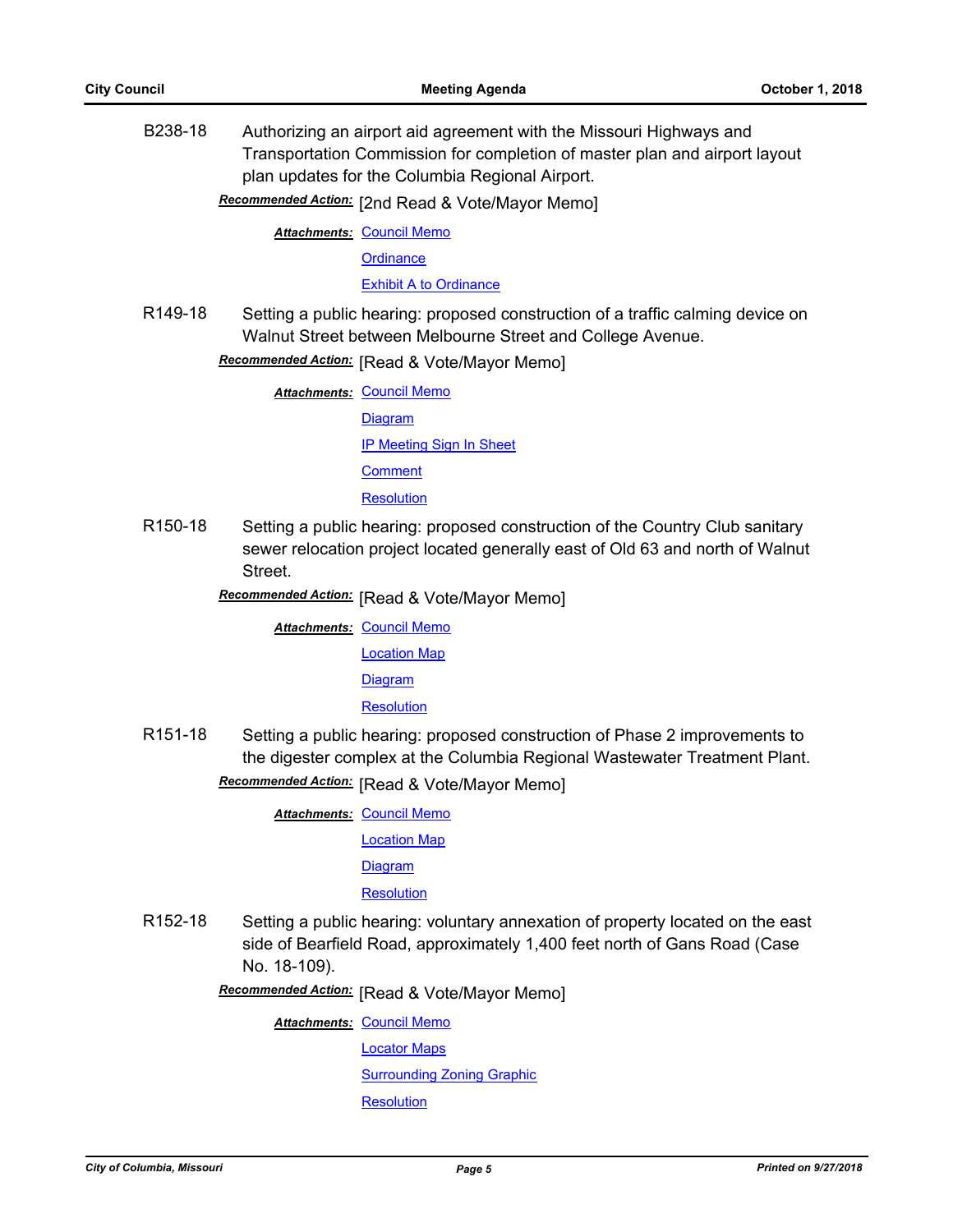B238-18 Authorizing an airport aid agreement with the Missouri Highways and Transportation Commission for completion of master plan and airport layout plan updates for the Columbia Regional Airport.

***Recommended Action:*** [2nd Read & Vote/Mayor Memo]

***Attachments:*** Council Memo
Ordinance
Exhibit A to Ordinance

R149-18 Setting a public hearing: proposed construction of a traffic calming device on Walnut Street between Melbourne Street and College Avenue.

***Recommended Action:*** [Read & Vote/Mayor Memo]

***Attachments:*** Council Memo
Diagram
IP Meeting Sign In Sheet
Comment
Resolution

R150-18 Setting a public hearing: proposed construction of the Country Club sanitary sewer relocation project located generally east of Old 63 and north of Walnut Street.

***Recommended Action:*** [Read & Vote/Mayor Memo]

***Attachments:*** Council Memo
Location Map
Diagram
Resolution

R151-18 Setting a public hearing: proposed construction of Phase 2 improvements to the digester complex at the Columbia Regional Wastewater Treatment Plant.

***Recommended Action:*** [Read & Vote/Mayor Memo]

***Attachments:*** Council Memo
Location Map
Diagram
Resolution

R152-18 Setting a public hearing: voluntary annexation of property located on the east side of Bearfield Road, approximately 1,400 feet north of Gans Road (Case No. 18-109).

***Recommended Action:*** [Read & Vote/Mayor Memo]

***Attachments:*** Council Memo
Locator Maps
Surrounding Zoning Graphic
Resolution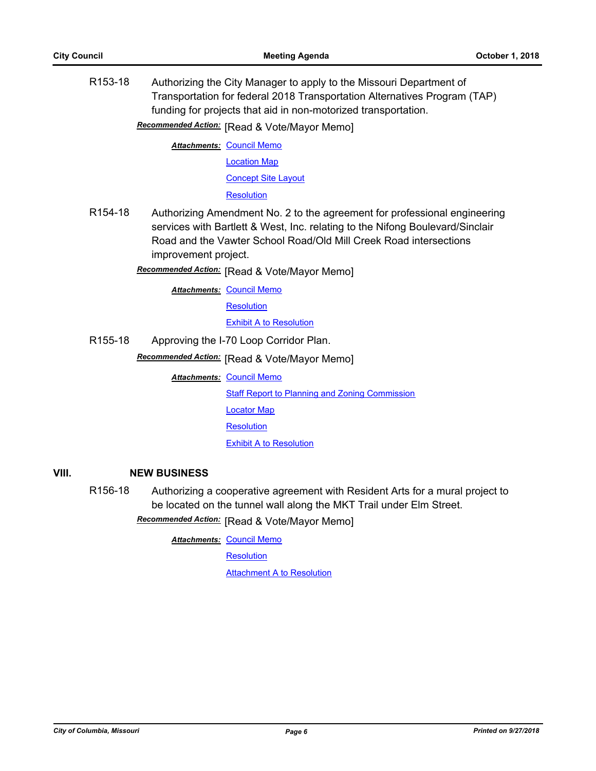R153-18 Authorizing the City Manager to apply to the Missouri Department of Transportation for federal 2018 Transportation Alternatives Program (TAP) funding for projects that aid in non-motorized transportation.

***Recommended Action:*** [Read & Vote/Mayor Memo]

***Attachments:*** Council Memo
Location Map
Concept Site Layout
Resolution

R154-18 Authorizing Amendment No. 2 to the agreement for professional engineering services with Bartlett & West, Inc. relating to the Nifong Boulevard/Sinclair Road and the Vawter School Road/Old Mill Creek Road intersections improvement project.

***Recommended Action:*** [Read & Vote/Mayor Memo]

***Attachments:*** Council Memo
Resolution
Exhibit A to Resolution

R155-18 Approving the I-70 Loop Corridor Plan.

***Recommended Action:*** [Read & Vote/Mayor Memo]

***Attachments:*** Council Memo
Staff Report to Planning and Zoning Commission
Locator Map
Resolution
Exhibit A to Resolution

## VIII. NEW BUSINESS

R156-18 Authorizing a cooperative agreement with Resident Arts for a mural project to be located on the tunnel wall along the MKT Trail under Elm Street.

***Recommended Action:*** [Read & Vote/Mayor Memo]

***Attachments:*** Council Memo
Resolution
Attachment A to Resolution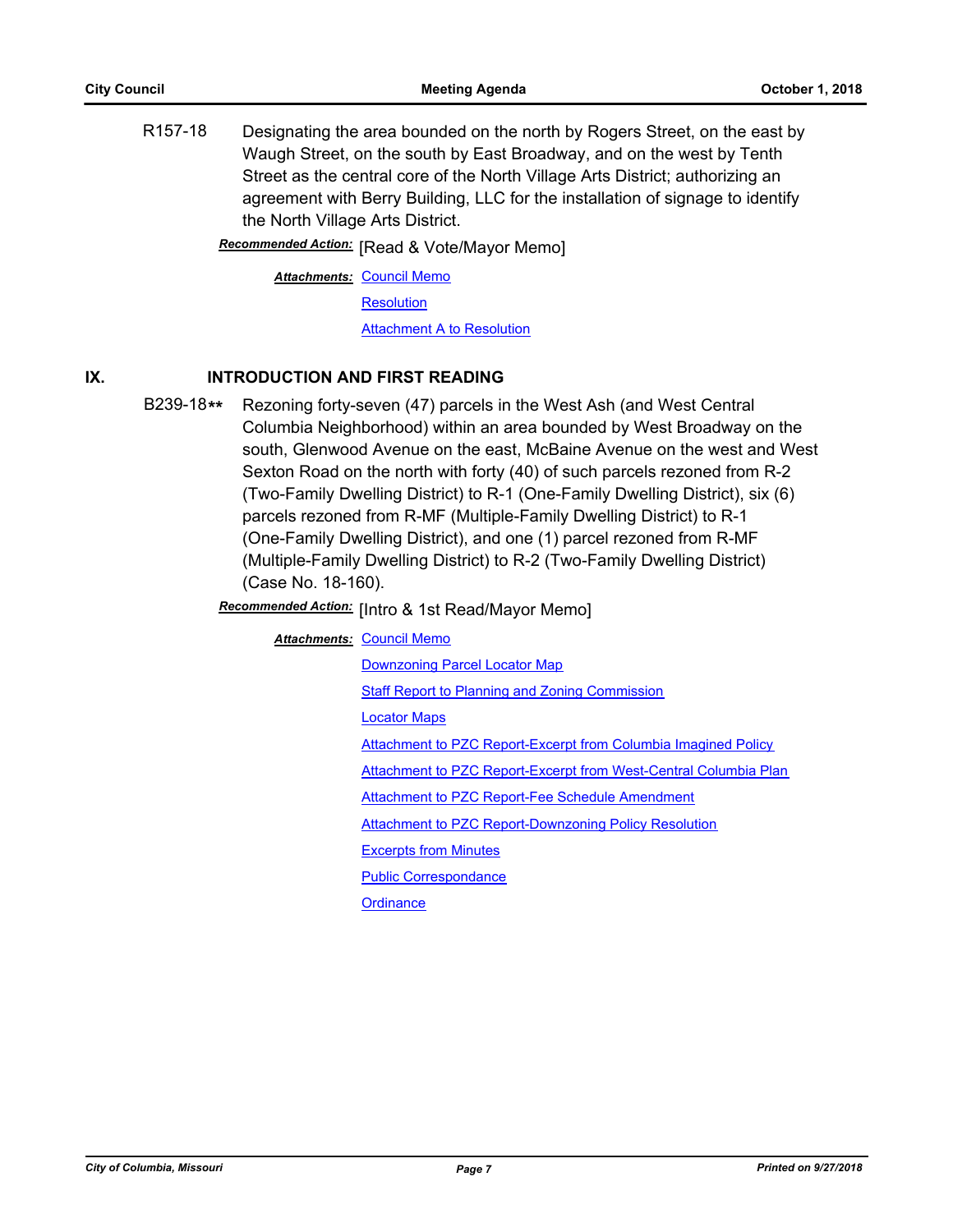R157-18 Designating the area bounded on the north by Rogers Street, on the east by Waugh Street, on the south by East Broadway, and on the west by Tenth Street as the central core of the North Village Arts District; authorizing an agreement with Berry Building, LLC for the installation of signage to identify the North Village Arts District.

***Recommended Action:*** [Read & Vote/Mayor Memo]

***Attachments:*** Council Memo
Resolution
Attachment A to Resolution

## IX. INTRODUCTION AND FIRST READING

B239-18** Rezoning forty-seven (47) parcels in the West Ash (and West Central Columbia Neighborhood) within an area bounded by West Broadway on the south, Glenwood Avenue on the east, McBaine Avenue on the west and West Sexton Road on the north with forty (40) of such parcels rezoned from R-2 (Two-Family Dwelling District) to R-1 (One-Family Dwelling District), six (6) parcels rezoned from R-MF (Multiple-Family Dwelling District) to R-1 (One-Family Dwelling District), and one (1) parcel rezoned from R-MF (Multiple-Family Dwelling District) to R-2 (Two-Family Dwelling District) (Case No. 18-160).

***Recommended Action:*** [Intro & 1st Read/Mayor Memo]

***Attachments:*** Council Memo
Downzoning Parcel Locator Map
Staff Report to Planning and Zoning Commission
Locator Maps
Attachment to PZC Report-Excerpt from Columbia Imagined Policy
Attachment to PZC Report-Excerpt from West-Central Columbia Plan
Attachment to PZC Report-Fee Schedule Amendment
Attachment to PZC Report-Downzoning Policy Resolution
Excerpts from Minutes
Public Correspondance
Ordinance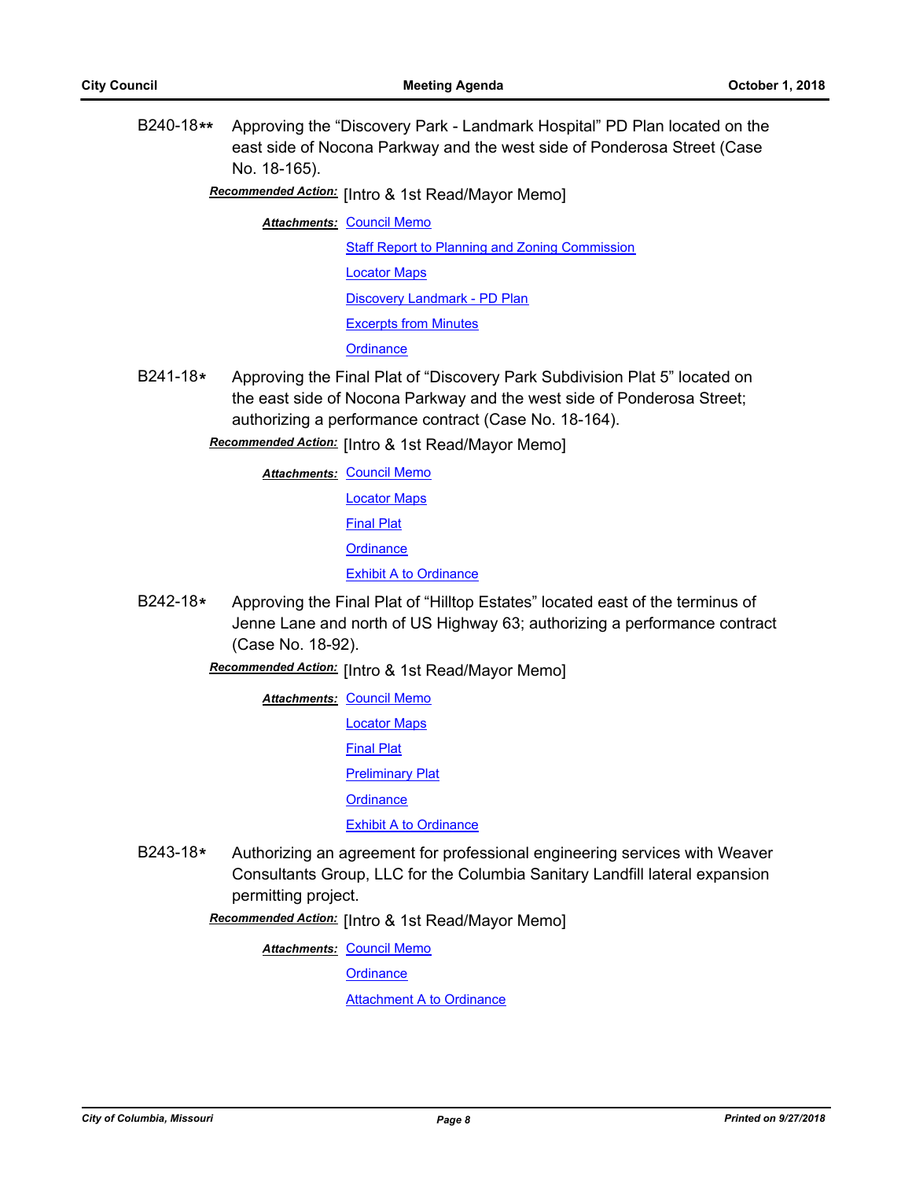B240-18** Approving the "Discovery Park - Landmark Hospital" PD Plan located on the east side of Nocona Parkway and the west side of Ponderosa Street (Case No. 18-165).

***Recommended Action:*** [Intro & 1st Read/Mayor Memo]

***Attachments:*** Council Memo
Staff Report to Planning and Zoning Commission
Locator Maps
Discovery Landmark - PD Plan
Excerpts from Minutes
Ordinance

B241-18* Approving the Final Plat of "Discovery Park Subdivision Plat 5" located on the east side of Nocona Parkway and the west side of Ponderosa Street; authorizing a performance contract (Case No. 18-164).

***Recommended Action:*** [Intro & 1st Read/Mayor Memo]

***Attachments:*** Council Memo
Locator Maps
Final Plat
Ordinance
Exhibit A to Ordinance

B242-18* Approving the Final Plat of "Hilltop Estates" located east of the terminus of Jenne Lane and north of US Highway 63; authorizing a performance contract (Case No. 18-92).

***Recommended Action:*** [Intro & 1st Read/Mayor Memo]

***Attachments:*** Council Memo
Locator Maps
Final Plat
Preliminary Plat
Ordinance
Exhibit A to Ordinance

B243-18* Authorizing an agreement for professional engineering services with Weaver Consultants Group, LLC for the Columbia Sanitary Landfill lateral expansion permitting project.

***Recommended Action:*** [Intro & 1st Read/Mayor Memo]

***Attachments:*** Council Memo
Ordinance
Attachment A to Ordinance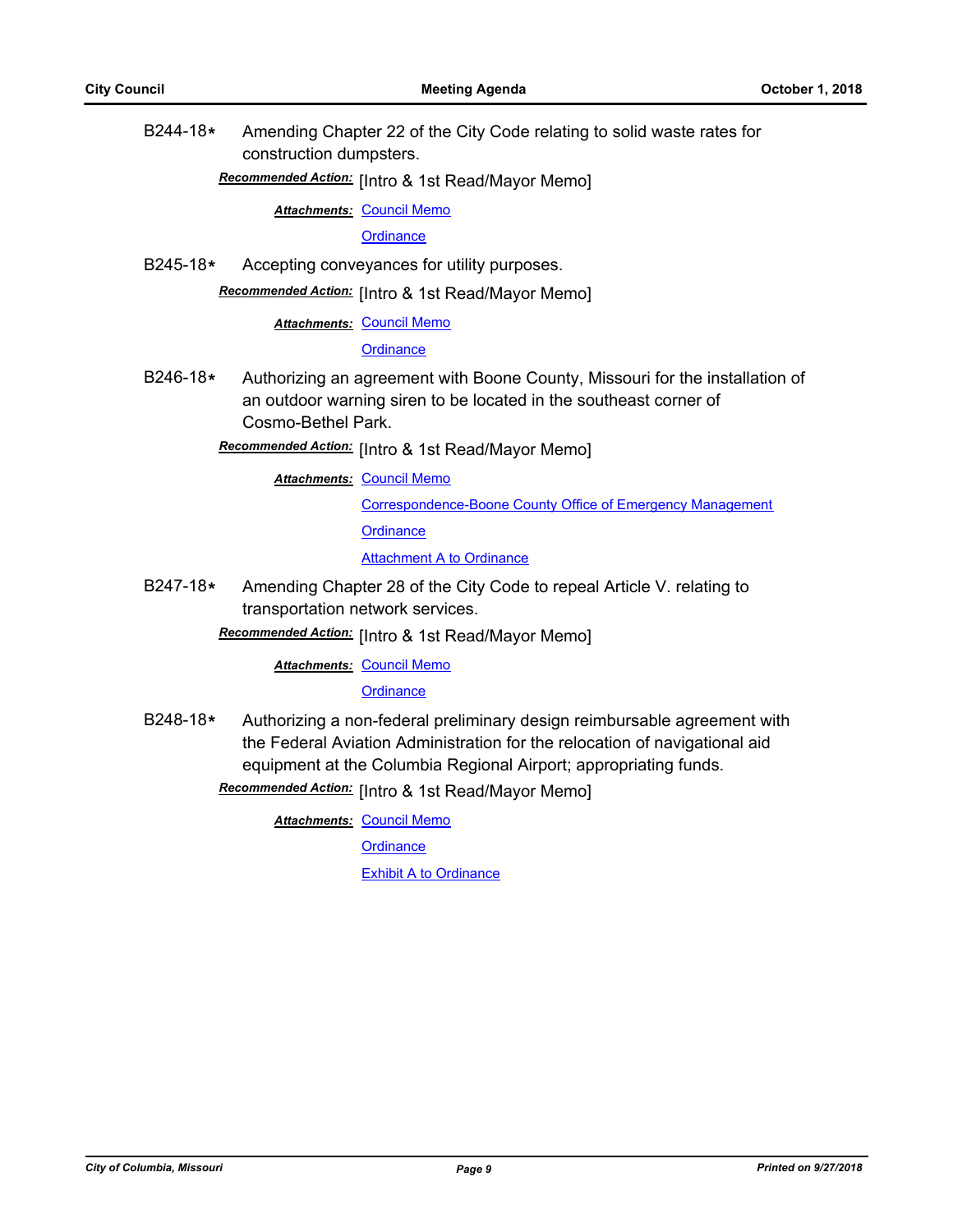B244-18* Amending Chapter 22 of the City Code relating to solid waste rates for construction dumpsters.

***Recommended Action:*** [Intro & 1st Read/Mayor Memo]

***Attachments:*** Council Memo
Ordinance

B245-18* Accepting conveyances for utility purposes.

***Recommended Action:*** [Intro & 1st Read/Mayor Memo]

***Attachments:*** Council Memo
Ordinance

B246-18* Authorizing an agreement with Boone County, Missouri for the installation of an outdoor warning siren to be located in the southeast corner of Cosmo-Bethel Park.

***Recommended Action:*** [Intro & 1st Read/Mayor Memo]

***Attachments:*** Council Memo
Correspondence-Boone County Office of Emergency Management
Ordinance
Attachment A to Ordinance

B247-18* Amending Chapter 28 of the City Code to repeal Article V. relating to transportation network services.

***Recommended Action:*** [Intro & 1st Read/Mayor Memo]

***Attachments:*** Council Memo
Ordinance

B248-18* Authorizing a non-federal preliminary design reimbursable agreement with the Federal Aviation Administration for the relocation of navigational aid equipment at the Columbia Regional Airport; appropriating funds.

***Recommended Action:*** [Intro & 1st Read/Mayor Memo]

***Attachments:*** Council Memo
Ordinance
Exhibit A to Ordinance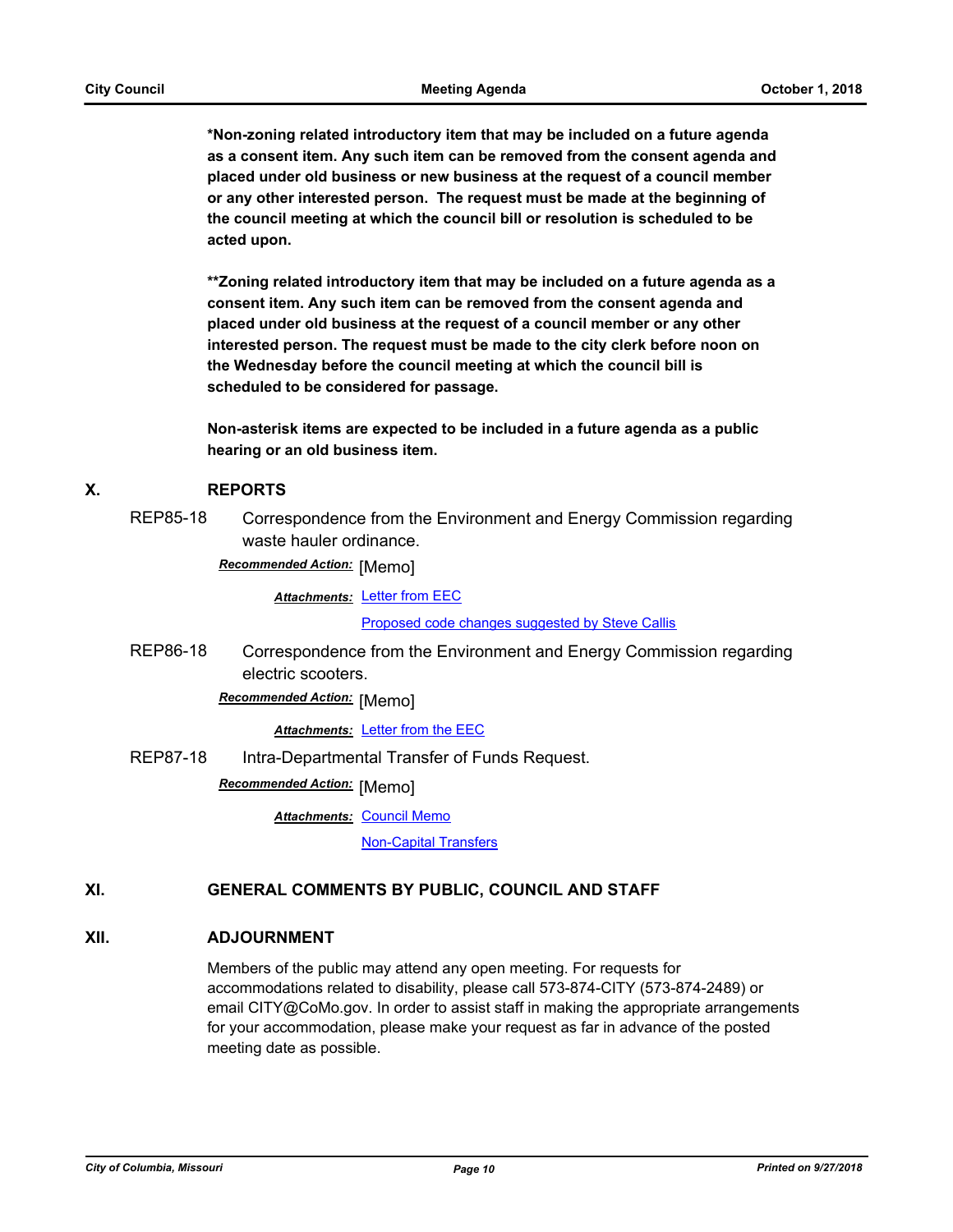**\*Non-zoning related introductory item that may be included on a future agenda as a consent item. Any such item can be removed from the consent agenda and placed under old business or new business at the request of a council member or any other interested person. The request must be made at the beginning of the council meeting at which the council bill or resolution is scheduled to be acted upon.**

**\*\*Zoning related introductory item that may be included on a future agenda as a consent item. Any such item can be removed from the consent agenda and placed under old business at the request of a council member or any other interested person. The request must be made to the city clerk before noon on the Wednesday before the council meeting at which the council bill is scheduled to be considered for passage.**

**Non-asterisk items are expected to be included in a future agenda as a public hearing or an old business item.**

## X. REPORTS

REP85-18 Correspondence from the Environment and Energy Commission regarding waste hauler ordinance.

***Recommended Action:*** [Memo]

***Attachments:*** Letter from EEC

Proposed code changes suggested by Steve Callis

REP86-18 Correspondence from the Environment and Energy Commission regarding electric scooters.

***Recommended Action:*** [Memo]

***Attachments:*** Letter from the EEC

REP87-18 Intra-Departmental Transfer of Funds Request.

***Recommended Action:*** [Memo]

***Attachments:*** Council Memo

Non-Capital Transfers

## XI. GENERAL COMMENTS BY PUBLIC, COUNCIL AND STAFF

## XII. ADJOURNMENT

Members of the public may attend any open meeting. For requests for accommodations related to disability, please call 573-874-CITY (573-874-2489) or email CITY@CoMo.gov. In order to assist staff in making the appropriate arrangements for your accommodation, please make your request as far in advance of the posted meeting date as possible.